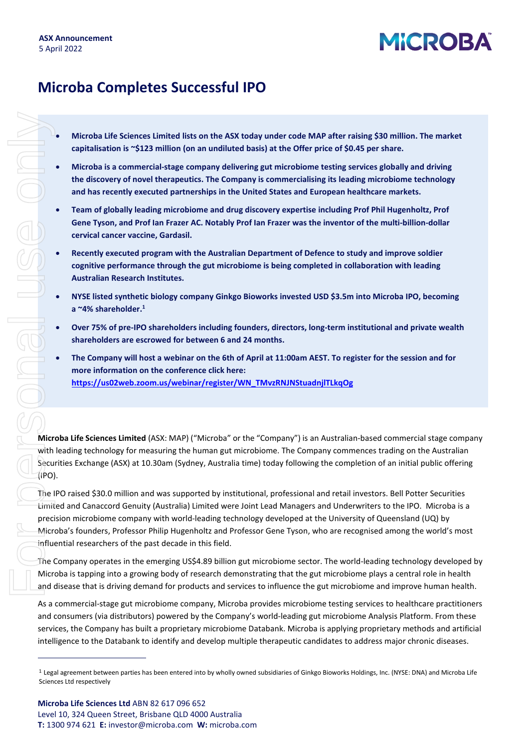**ASX Announcement**
5 April 2022

# Microba Completes Successful IPO

- **Microba Life Sciences Limited lists on the ASX today under code MAP after raising $30 million. The market capitalisation is ~$123 million (on an undiluted basis) at the Offer price of $0.45 per share.**
- **Microba is a commercial-stage company delivering gut microbiome testing services globally and driving the discovery of novel therapeutics. The Company is commercialising its leading microbiome technology and has recently executed partnerships in the United States and European healthcare markets.**
- **Team of globally leading microbiome and drug discovery expertise including Prof Phil Hugenholtz, Prof Gene Tyson, and Prof Ian Frazer AC. Notably Prof Ian Frazer was the inventor of the multi-billion-dollar cervical cancer vaccine, Gardasil.**
- **Recently executed program with the Australian Department of Defence to study and improve soldier cognitive performance through the gut microbiome is being completed in collaboration with leading Australian Research Institutes.**
- **NYSE listed synthetic biology company Ginkgo Bioworks invested USD $3.5m into Microba IPO, becoming a ~4% shareholder.[1]**
- **Over 75% of pre-IPO shareholders including founders, directors, long-term institutional and private wealth shareholders are escrowed for between 6 and 24 months.**
- **The Company will host a webinar on the 6th of April at 11:00am AEST. To register for the session and for more information on the conference click here: https://us02web.zoom.us/webinar/register/WN_TMvzRNJNStuadnjlTLkqOg**

**Microba Life Sciences Limited** (ASX: MAP) ("Microba" or the "Company") is an Australian-based commercial stage company with leading technology for measuring the human gut microbiome. The Company commences trading on the Australian Securities Exchange (ASX) at 10.30am (Sydney, Australia time) today following the completion of an initial public offering (IPO).

The IPO raised $30.0 million and was supported by institutional, professional and retail investors. Bell Potter Securities Limited and Canaccord Genuity (Australia) Limited were Joint Lead Managers and Underwriters to the IPO. Microba is a precision microbiome company with world-leading technology developed at the University of Queensland (UQ) by Microba's founders, Professor Philip Hugenholtz and Professor Gene Tyson, who are recognised among the world's most influential researchers of the past decade in this field.

The Company operates in the emerging US$4.89 billion gut microbiome sector. The world-leading technology developed by Microba is tapping into a growing body of research demonstrating that the gut microbiome plays a central role in health and disease that is driving demand for products and services to influence the gut microbiome and improve human health.

As a commercial-stage gut microbiome company, Microba provides microbiome testing services to healthcare practitioners and consumers (via distributors) powered by the Company's world-leading gut microbiome Analysis Platform. From these services, the Company has built a proprietary microbiome Databank. Microba is applying proprietary methods and artificial intelligence to the Databank to identify and develop multiple therapeutic candidates to address major chronic diseases.

[1] Legal agreement between parties has been entered into by wholly owned subsidiaries of Ginkgo Bioworks Holdings, Inc. (NYSE: DNA) and Microba Life Sciences Ltd respectively

**Microba Life Sciences Ltd** ABN 82 617 096 652
Level 10, 324 Queen Street, Brisbane QLD 4000 Australia
**T:** 1300 974 621 **E:** investor@microba.com **W:** microba.com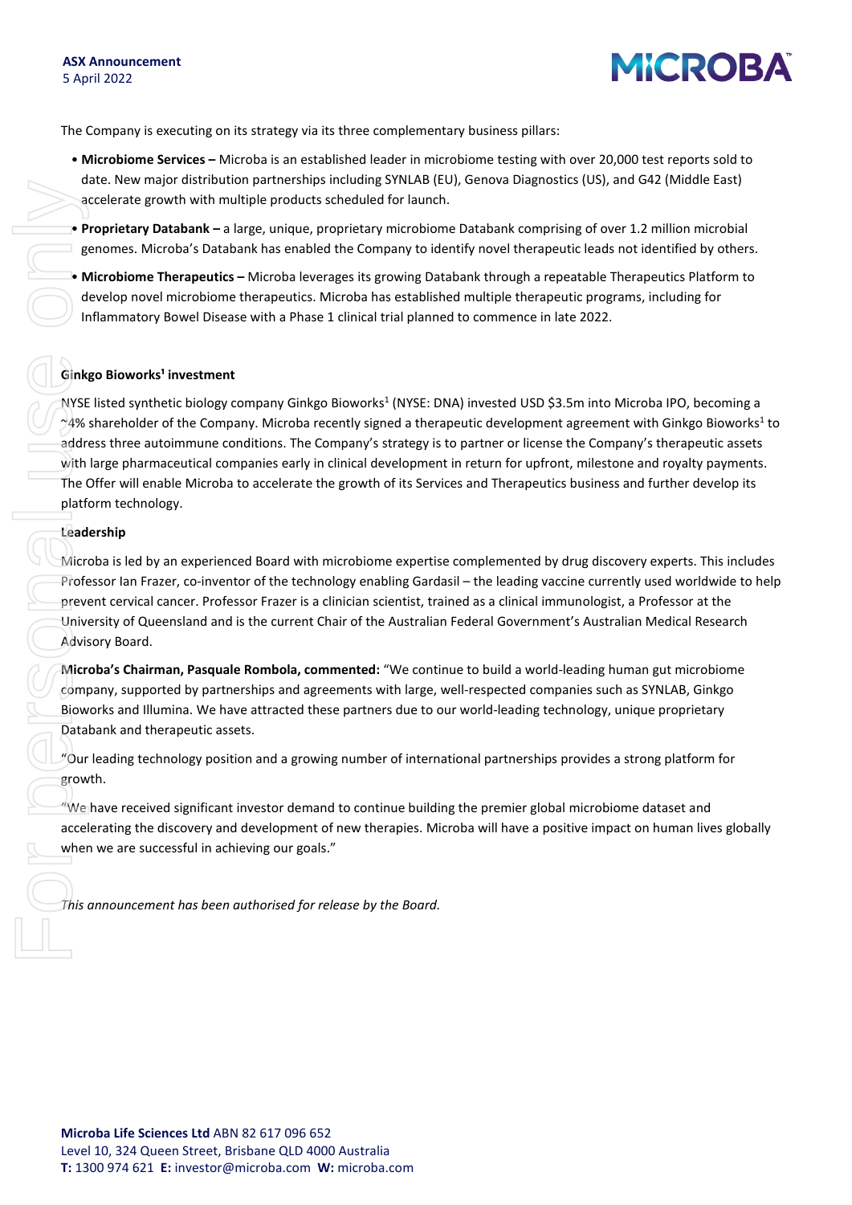The Company is executing on its strategy via its three complementary business pillars:

- **Microbiome Services –** Microba is an established leader in microbiome testing with over 20,000 test reports sold to date. New major distribution partnerships including SYNLAB (EU), Genova Diagnostics (US), and G42 (Middle East) accelerate growth with multiple products scheduled for launch.
- **Proprietary Databank –** a large, unique, proprietary microbiome Databank comprising of over 1.2 million microbial genomes. Microba's Databank has enabled the Company to identify novel therapeutic leads not identified by others.
- **Microbiome Therapeutics –** Microba leverages its growing Databank through a repeatable Therapeutics Platform to develop novel microbiome therapeutics. Microba has established multiple therapeutic programs, including for Inflammatory Bowel Disease with a Phase 1 clinical trial planned to commence in late 2022.

**Ginkgo Bioworks[1] investment**

NYSE listed synthetic biology company Ginkgo Bioworks[1] (NYSE: DNA) invested USD $3.5m into Microba IPO, becoming a ~4% shareholder of the Company. Microba recently signed a therapeutic development agreement with Ginkgo Bioworks[1] to address three autoimmune conditions. The Company's strategy is to partner or license the Company's therapeutic assets with large pharmaceutical companies early in clinical development in return for upfront, milestone and royalty payments. The Offer will enable Microba to accelerate the growth of its Services and Therapeutics business and further develop its platform technology.

**Leadership**

Microba is led by an experienced Board with microbiome expertise complemented by drug discovery experts. This includes Professor Ian Frazer, co-inventor of the technology enabling Gardasil – the leading vaccine currently used worldwide to help prevent cervical cancer. Professor Frazer is a clinician scientist, trained as a clinical immunologist, a Professor at the University of Queensland and is the current Chair of the Australian Federal Government's Australian Medical Research Advisory Board.

**Microba's Chairman, Pasquale Rombola, commented:** "We continue to build a world-leading human gut microbiome company, supported by partnerships and agreements with large, well-respected companies such as SYNLAB, Ginkgo Bioworks and Illumina. We have attracted these partners due to our world-leading technology, unique proprietary Databank and therapeutic assets.

"Our leading technology position and a growing number of international partnerships provides a strong platform for growth.

"We have received significant investor demand to continue building the premier global microbiome dataset and accelerating the discovery and development of new therapies. Microba will have a positive impact on human lives globally when we are successful in achieving our goals."

*This announcement has been authorised for release by the Board.*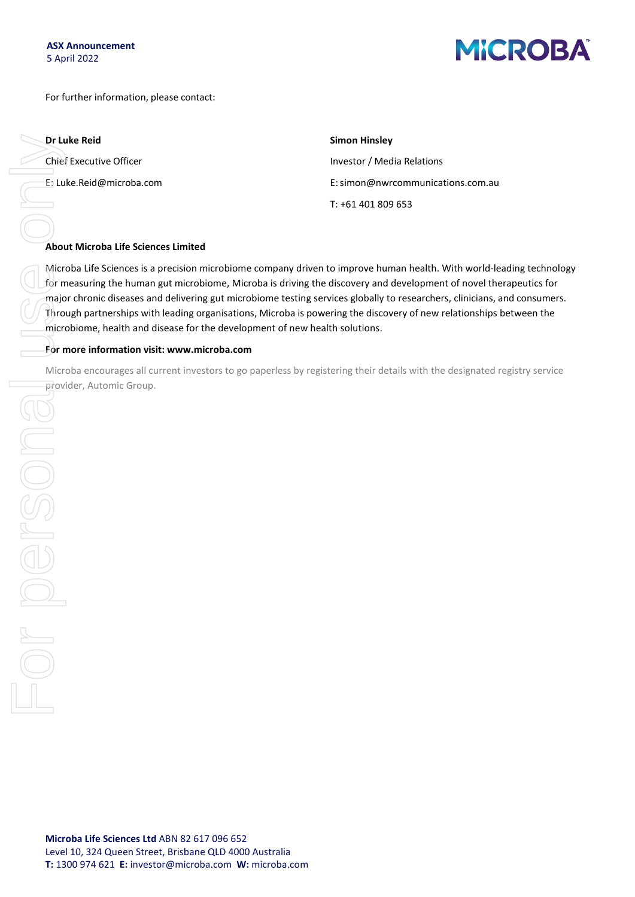For further information, please contact:

**Dr Luke Reid**

Chief Executive Officer

E: Luke.Reid@microba.com

**Simon Hinsley**

Investor / Media Relations

E: simon@nwrcommunications.com.au

T: +61 401 809 653

**About Microba Life Sciences Limited**

Microba Life Sciences is a precision microbiome company driven to improve human health. With world-leading technology for measuring the human gut microbiome, Microba is driving the discovery and development of novel therapeutics for major chronic diseases and delivering gut microbiome testing services globally to researchers, clinicians, and consumers. Through partnerships with leading organisations, Microba is powering the discovery of new relationships between the microbiome, health and disease for the development of new health solutions.

**For more information visit: www.microba.com**

Microba encourages all current investors to go paperless by registering their details with the designated registry service provider, Automic Group.

**Microba Life Sciences Ltd** ABN 82 617 096 652
Level 10, 324 Queen Street, Brisbane QLD 4000 Australia
**T:** 1300 974 621 **E:** investor@microba.com **W:** microba.com